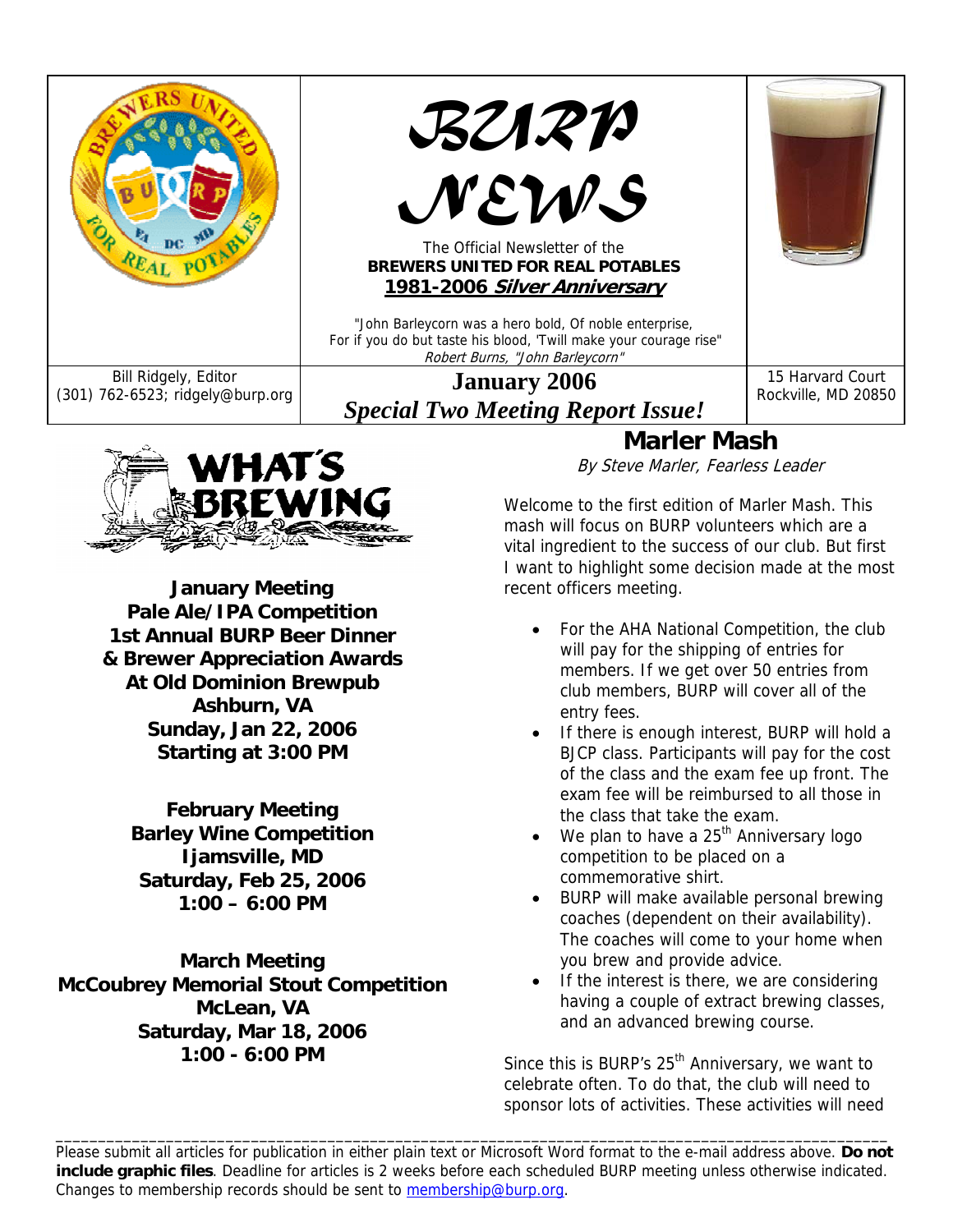# BURP NEWS

The Official Newsletter of the
**BREWERS UNITED FOR REAL POTABLES**
**1981-2006 *Silver Anniversary***

"John Barleycorn was a hero bold, Of noble enterprise,
For if you do but taste his blood, 'Twill make your courage rise"
*Robert Burns, "John Barleycorn"*

Bill Ridgely, Editor
(301) 762-6523; ridgely@burp.org

**January 2006**
***Special Two Meeting Report Issue!***

15 Harvard Court
Rockville, MD 20850

## WHAT'S BREWING

**January Meeting**
**Pale Ale/IPA Competition**
**1st Annual BURP Beer Dinner**
**& Brewer Appreciation Awards**
**At Old Dominion Brewpub**
**Ashburn, VA**
**Sunday, Jan 22, 2006**
**Starting at 3:00 PM**

**February Meeting**
**Barley Wine Competition**
**Ijamsville, MD**
**Saturday, Feb 25, 2006**
**1:00 – 6:00 PM**

**March Meeting**
**McCoubrey Memorial Stout Competition**
**McLean, VA**
**Saturday, Mar 18, 2006**
**1:00 - 6:00 PM**

## Marler Mash

*By Steve Marler, Fearless Leader*

Welcome to the first edition of Marler Mash. This mash will focus on BURP volunteers which are a vital ingredient to the success of our club. But first I want to highlight some decision made at the most recent officers meeting.

- For the AHA National Competition, the club will pay for the shipping of entries for members. If we get over 50 entries from club members, BURP will cover all of the entry fees.
- If there is enough interest, BURP will hold a BJCP class. Participants will pay for the cost of the class and the exam fee up front. The exam fee will be reimbursed to all those in the class that take the exam.
- We plan to have a 25th Anniversary logo competition to be placed on a commemorative shirt.
- BURP will make available personal brewing coaches (dependent on their availability). The coaches will come to your home when you brew and provide advice.
- If the interest is there, we are considering having a couple of extract brewing classes, and an advanced brewing course.

Since this is BURP's 25th Anniversary, we want to celebrate often. To do that, the club will need to sponsor lots of activities. These activities will need

---

Please submit all articles for publication in either plain text or Microsoft Word format to the e-mail address above. **Do not include graphic files**. Deadline for articles is 2 weeks before each scheduled BURP meeting unless otherwise indicated. Changes to membership records should be sent to membership@burp.org.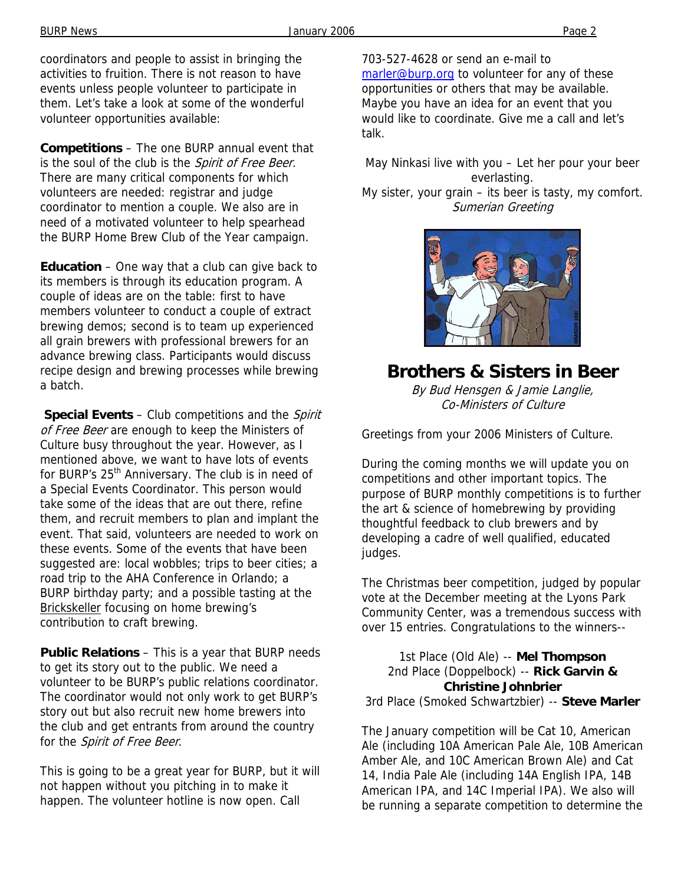coordinators and people to assist in bringing the activities to fruition. There is not reason to have events unless people volunteer to participate in them. Let's take a look at some of the wonderful volunteer opportunities available:

**Competitions** – The one BURP annual event that is the soul of the club is the *Spirit of Free Beer*. There are many critical components for which volunteers are needed: registrar and judge coordinator to mention a couple. We also are in need of a motivated volunteer to help spearhead the BURP Home Brew Club of the Year campaign.

**Education** – One way that a club can give back to its members is through its education program. A couple of ideas are on the table: first to have members volunteer to conduct a couple of extract brewing demos; second is to team up experienced all grain brewers with professional brewers for an advance brewing class. Participants would discuss recipe design and brewing processes while brewing a batch.

**Special Events** – Club competitions and the *Spirit of Free Beer* are enough to keep the Ministers of Culture busy throughout the year. However, as I mentioned above, we want to have lots of events for BURP's 25th Anniversary. The club is in need of a Special Events Coordinator. This person would take some of the ideas that are out there, refine them, and recruit members to plan and implant the event. That said, volunteers are needed to work on these events. Some of the events that have been suggested are: local wobbles; trips to beer cities; a road trip to the AHA Conference in Orlando; a BURP birthday party; and a possible tasting at the Brickskeller focusing on home brewing's contribution to craft brewing.

**Public Relations** – This is a year that BURP needs to get its story out to the public. We need a volunteer to be BURP's public relations coordinator. The coordinator would not only work to get BURP's story out but also recruit new home brewers into the club and get entrants from around the country for the *Spirit of Free Beer*.

This is going to be a great year for BURP, but it will not happen without you pitching in to make it happen. The volunteer hotline is now open. Call 703-527-4628 or send an e-mail to marler@burp.org to volunteer for any of these opportunities or others that may be available. Maybe you have an idea for an event that you would like to coordinate. Give me a call and let's talk.

May Ninkasi live with you – Let her pour your beer everlasting.
My sister, your grain – its beer is tasty, my comfort.
*Sumerian Greeting*

## Brothers & Sisters in Beer

*By Bud Hensgen & Jamie Langlie, Co-Ministers of Culture*

Greetings from your 2006 Ministers of Culture.

During the coming months we will update you on competitions and other important topics. The purpose of BURP monthly competitions is to further the art & science of homebrewing by providing thoughtful feedback to club brewers and by developing a cadre of well qualified, educated judges.

The Christmas beer competition, judged by popular vote at the December meeting at the Lyons Park Community Center, was a tremendous success with over 15 entries. Congratulations to the winners--

1st Place (Old Ale) -- **Mel Thompson**
2nd Place (Doppelbock) -- **Rick Garvin & Christine Johnbrier**
3rd Place (Smoked Schwartzbier) -- **Steve Marler**

The January competition will be Cat 10, American Ale (including 10A American Pale Ale, 10B American Amber Ale, and 10C American Brown Ale) and Cat 14, India Pale Ale (including 14A English IPA, 14B American IPA, and 14C Imperial IPA). We also will be running a separate competition to determine the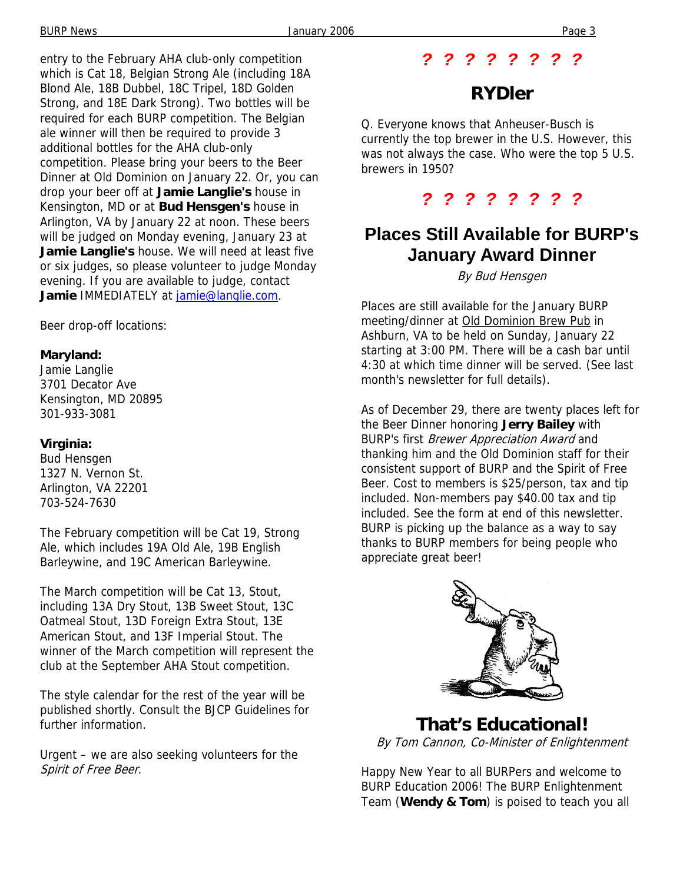entry to the February AHA club-only competition which is Cat 18, Belgian Strong Ale (including 18A Blond Ale, 18B Dubbel, 18C Tripel, 18D Golden Strong, and 18E Dark Strong). Two bottles will be required for each BURP competition. The Belgian ale winner will then be required to provide 3 additional bottles for the AHA club-only competition. Please bring your beers to the Beer Dinner at Old Dominion on January 22. Or, you can drop your beer off at **Jamie Langlie's** house in Kensington, MD or at **Bud Hensgen's** house in Arlington, VA by January 22 at noon. These beers will be judged on Monday evening, January 23 at **Jamie Langlie's** house. We will need at least five or six judges, so please volunteer to judge Monday evening. If you are available to judge, contact **Jamie** IMMEDIATELY at jamie@langlie.com.

Beer drop-off locations:

**Maryland:**
Jamie Langlie
3701 Decator Ave
Kensington, MD 20895
301-933-3081

**Virginia:**
Bud Hensgen
1327 N. Vernon St.
Arlington, VA 22201
703-524-7630

The February competition will be Cat 19, Strong Ale, which includes 19A Old Ale, 19B English Barleywine, and 19C American Barleywine.

The March competition will be Cat 13, Stout, including 13A Dry Stout, 13B Sweet Stout, 13C Oatmeal Stout, 13D Foreign Extra Stout, 13E American Stout, and 13F Imperial Stout. The winner of the March competition will represent the club at the September AHA Stout competition.

The style calendar for the rest of the year will be published shortly. Consult the BJCP Guidelines for further information.

Urgent – we are also seeking volunteers for the *Spirit of Free Beer*.

**? ? ? ? ? ? ? ?**

## RYDler

Q. Everyone knows that Anheuser-Busch is currently the top brewer in the U.S. However, this was not always the case. Who were the top 5 U.S. brewers in 1950?

**? ? ? ? ? ? ? ?**

## Places Still Available for BURP's January Award Dinner

*By Bud Hensgen*

Places are still available for the January BURP meeting/dinner at Old Dominion Brew Pub in Ashburn, VA to be held on Sunday, January 22 starting at 3:00 PM. There will be a cash bar until 4:30 at which time dinner will be served. (See last month's newsletter for full details).

As of December 29, there are twenty places left for the Beer Dinner honoring **Jerry Bailey** with BURP's first *Brewer Appreciation Award* and thanking him and the Old Dominion staff for their consistent support of BURP and the Spirit of Free Beer. Cost to members is $25/person, tax and tip included. Non-members pay $40.00 tax and tip included. See the form at end of this newsletter. BURP is picking up the balance as a way to say thanks to BURP members for being people who appreciate great beer!

## That's Educational!

*By Tom Cannon, Co-Minister of Enlightenment*

Happy New Year to all BURPers and welcome to BURP Education 2006! The BURP Enlightenment Team (**Wendy & Tom**) is poised to teach you all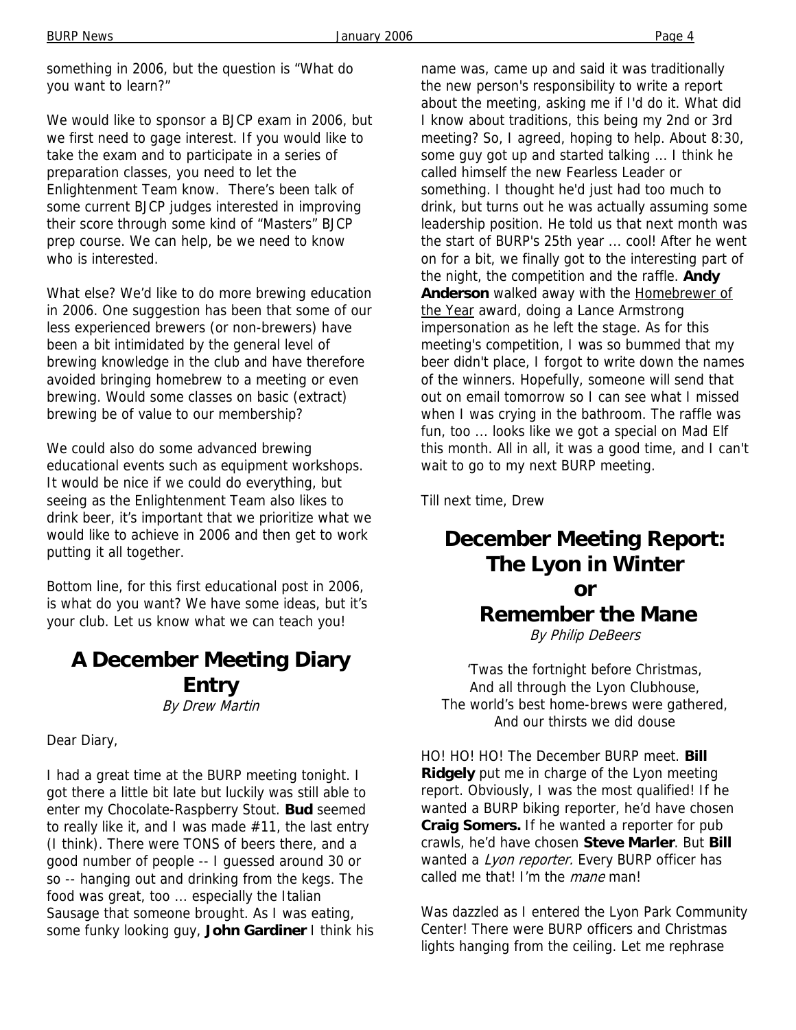something in 2006, but the question is "What do you want to learn?"

We would like to sponsor a BJCP exam in 2006, but we first need to gage interest. If you would like to take the exam and to participate in a series of preparation classes, you need to let the Enlightenment Team know. There's been talk of some current BJCP judges interested in improving their score through some kind of "Masters" BJCP prep course. We can help, be we need to know who is interested.

What else? We'd like to do more brewing education in 2006. One suggestion has been that some of our less experienced brewers (or non-brewers) have been a bit intimidated by the general level of brewing knowledge in the club and have therefore avoided bringing homebrew to a meeting or even brewing. Would some classes on basic (extract) brewing be of value to our membership?

We could also do some advanced brewing educational events such as equipment workshops. It would be nice if we could do everything, but seeing as the Enlightenment Team also likes to drink beer, it's important that we prioritize what we would like to achieve in 2006 and then get to work putting it all together.

Bottom line, for this first educational post in 2006, is what do you want? We have some ideas, but it's your club. Let us know what we can teach you!

# A December Meeting Diary Entry

*By Drew Martin*

Dear Diary,

I had a great time at the BURP meeting tonight. I got there a little bit late but luckily was still able to enter my Chocolate-Raspberry Stout. **Bud** seemed to really like it, and I was made #11, the last entry (I think). There were TONS of beers there, and a good number of people -- I guessed around 30 or so -- hanging out and drinking from the kegs. The food was great, too ... especially the Italian Sausage that someone brought. As I was eating, some funky looking guy, **John Gardiner** I think his name was, came up and said it was traditionally the new person's responsibility to write a report about the meeting, asking me if I'd do it. What did I know about traditions, this being my 2nd or 3rd meeting? So, I agreed, hoping to help. About 8:30, some guy got up and started talking ... I think he called himself the new Fearless Leader or something. I thought he'd just had too much to drink, but turns out he was actually assuming some leadership position. He told us that next month was the start of BURP's 25th year ... cool! After he went on for a bit, we finally got to the interesting part of the night, the competition and the raffle. **Andy Anderson** walked away with the Homebrewer of the Year award, doing a Lance Armstrong impersonation as he left the stage. As for this meeting's competition, I was so bummed that my beer didn't place, I forgot to write down the names of the winners. Hopefully, someone will send that out on email tomorrow so I can see what I missed when I was crying in the bathroom. The raffle was fun, too ... looks like we got a special on Mad Elf this month. All in all, it was a good time, and I can't wait to go to my next BURP meeting.

Till next time, Drew

# December Meeting Report: The Lyon in Winter or Remember the Mane

*By Philip DeBeers*

'Twas the fortnight before Christmas,
And all through the Lyon Clubhouse,
The world's best home-brews were gathered,
And our thirsts we did douse

HO! HO! HO! The December BURP meet. **Bill Ridgely** put me in charge of the Lyon meeting report. Obviously, I was the most qualified! If he wanted a BURP biking reporter, he'd have chosen **Craig Somers.** If he wanted a reporter for pub crawls, he'd have chosen **Steve Marler**. But **Bill** wanted a *Lyon reporter.* Every BURP officer has called me that! I'm the *mane* man!

Was dazzled as I entered the Lyon Park Community Center! There were BURP officers and Christmas lights hanging from the ceiling. Let me rephrase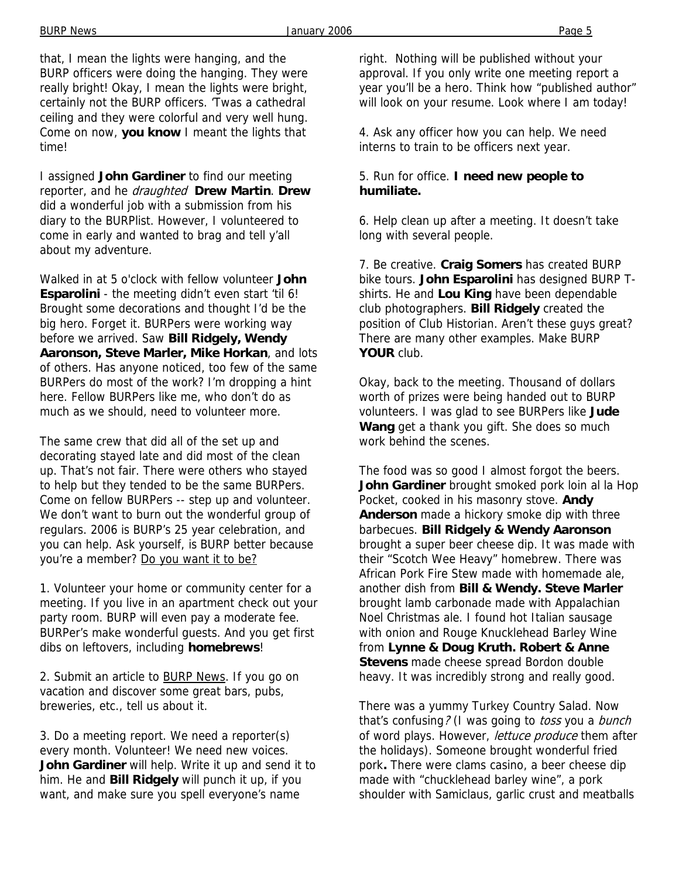that, I mean the lights were hanging, and the BURP officers were doing the hanging. They were really bright! Okay, I mean the lights were bright, certainly not the BURP officers. 'Twas a cathedral ceiling and they were colorful and very well hung. Come on now, **you know** I meant the lights that time!

I assigned **John Gardiner** to find our meeting reporter, and he *draughted* **Drew Martin**. **Drew** did a wonderful job with a submission from his diary to the BURPlist. However, I volunteered to come in early and wanted to brag and tell y'all about my adventure.

Walked in at 5 o'clock with fellow volunteer **John Esparolini** - the meeting didn't even start 'til 6! Brought some decorations and thought I'd be the big hero. Forget it. BURPers were working way before we arrived. Saw **Bill Ridgely, Wendy Aaronson, Steve Marler, Mike Horkan**, and lots of others. Has anyone noticed, too few of the same BURPers do most of the work? I'm dropping a hint here. Fellow BURPers like me, who don't do as much as we should, need to volunteer more.

The same crew that did all of the set up and decorating stayed late and did most of the clean up. That's not fair. There were others who stayed to help but they tended to be the same BURPers. Come on fellow BURPers -- step up and volunteer. We don't want to burn out the wonderful group of regulars. 2006 is BURP's 25 year celebration, and you can help. Ask yourself, is BURP better because you're a member? <u>Do you want it to be?</u>

1. Volunteer your home or community center for a meeting. If you live in an apartment check out your party room. BURP will even pay a moderate fee. BURPer's make wonderful guests. And you get first dibs on leftovers, including **homebrews**!

2. Submit an article to <u>BURP News</u>. If you go on vacation and discover some great bars, pubs, breweries, etc., tell us about it.

3. Do a meeting report. We need a reporter(s) every month. Volunteer! We need new voices. **John Gardiner** will help. Write it up and send it to him. He and **Bill Ridgely** will punch it up, if you want, and make sure you spell everyone's name right. Nothing will be published without your approval. If you only write one meeting report a year you'll be a hero. Think how "published author" will look on your resume. Look where I am today!

4. Ask any officer how you can help. We need interns to train to be officers next year.

5. Run for office. **I need new people to humiliate.**

6. Help clean up after a meeting. It doesn't take long with several people.

7. Be creative. **Craig Somers** has created BURP bike tours. **John Esparolini** has designed BURP T-shirts. He and **Lou King** have been dependable club photographers. **Bill Ridgely** created the position of Club Historian. Aren't these guys great? There are many other examples. Make BURP **YOUR** club.

Okay, back to the meeting. Thousand of dollars worth of prizes were being handed out to BURP volunteers. I was glad to see BURPers like **Jude Wang** get a thank you gift. She does so much work behind the scenes.

The food was so good I almost forgot the beers. **John Gardiner** brought smoked pork loin al la Hop Pocket, cooked in his masonry stove. **Andy Anderson** made a hickory smoke dip with three barbecues. **Bill Ridgely & Wendy Aaronson** brought a super beer cheese dip. It was made with their "Scotch Wee Heavy" homebrew. There was African Pork Fire Stew made with homemade ale, another dish from **Bill & Wendy. Steve Marler** brought lamb carbonade made with Appalachian Noel Christmas ale. I found hot Italian sausage with onion and Rouge Knucklehead Barley Wine from **Lynne & Doug Kruth. Robert & Anne Stevens** made cheese spread Bordon double heavy. It was incredibly strong and really good.

There was a yummy Turkey Country Salad. Now that's confusing*?* (I was going to *toss* you a *bunch* of word plays. However, *lettuce produce* them after the holidays). Someone brought wonderful fried pork**.** There were clams casino, a beer cheese dip made with "chucklehead barley wine", a pork shoulder with Samiclaus, garlic crust and meatballs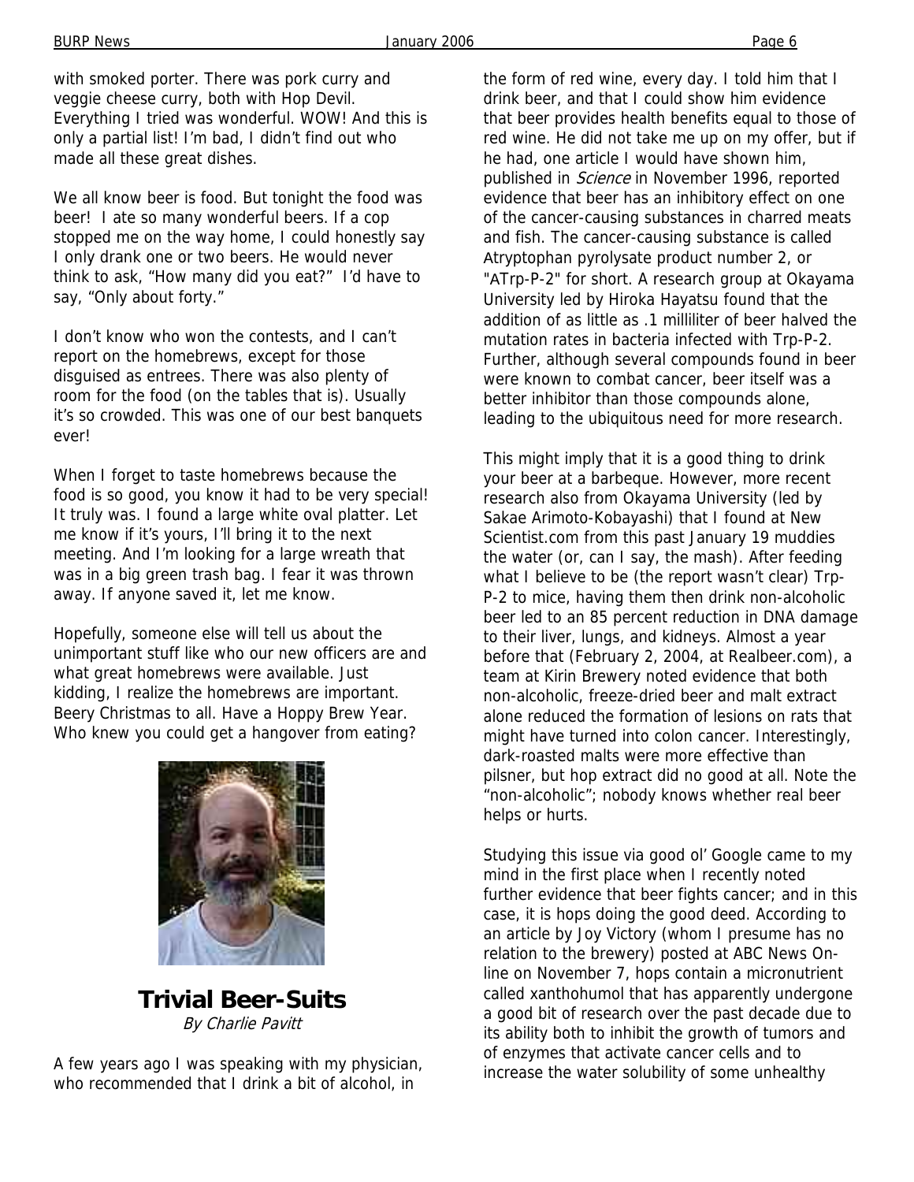with smoked porter. There was pork curry and veggie cheese curry, both with Hop Devil. Everything I tried was wonderful. WOW! And this is only a partial list! I'm bad, I didn't find out who made all these great dishes.

We all know beer is food. But tonight the food was beer! I ate so many wonderful beers. If a cop stopped me on the way home, I could honestly say I only drank one or two beers. He would never think to ask, "How many did you eat?" I'd have to say, "Only about forty."

I don't know who won the contests, and I can't report on the homebrews, except for those disguised as entrees. There was also plenty of room for the food (on the tables that is). Usually it's so crowded. This was one of our best banquets ever!

When I forget to taste homebrews because the food is so good, you know it had to be very special! It truly was. I found a large white oval platter. Let me know if it's yours, I'll bring it to the next meeting. And I'm looking for a large wreath that was in a big green trash bag. I fear it was thrown away. If anyone saved it, let me know.

Hopefully, someone else will tell us about the unimportant stuff like who our new officers are and what great homebrews were available. Just kidding, I realize the homebrews are important. Beery Christmas to all. Have a Hoppy Brew Year. Who knew you could get a hangover from eating?

## Trivial Beer-Suits

*By Charlie Pavitt*

A few years ago I was speaking with my physician, who recommended that I drink a bit of alcohol, in the form of red wine, every day. I told him that I drink beer, and that I could show him evidence that beer provides health benefits equal to those of red wine. He did not take me up on my offer, but if he had, one article I would have shown him, published in *Science* in November 1996, reported evidence that beer has an inhibitory effect on one of the cancer-causing substances in charred meats and fish. The cancer-causing substance is called Atryptophan pyrolysate product number 2, or "ATrp-P-2" for short. A research group at Okayama University led by Hiroka Hayatsu found that the addition of as little as .1 milliliter of beer halved the mutation rates in bacteria infected with Trp-P-2. Further, although several compounds found in beer were known to combat cancer, beer itself was a better inhibitor than those compounds alone, leading to the ubiquitous need for more research.

This might imply that it is a good thing to drink your beer at a barbeque. However, more recent research also from Okayama University (led by Sakae Arimoto-Kobayashi) that I found at New Scientist.com from this past January 19 muddies the water (or, can I say, the mash). After feeding what I believe to be (the report wasn't clear) Trp-P-2 to mice, having them then drink non-alcoholic beer led to an 85 percent reduction in DNA damage to their liver, lungs, and kidneys. Almost a year before that (February 2, 2004, at Realbeer.com), a team at Kirin Brewery noted evidence that both non-alcoholic, freeze-dried beer and malt extract alone reduced the formation of lesions on rats that might have turned into colon cancer. Interestingly, dark-roasted malts were more effective than pilsner, but hop extract did no good at all. Note the "non-alcoholic"; nobody knows whether real beer helps or hurts.

Studying this issue via good ol' Google came to my mind in the first place when I recently noted further evidence that beer fights cancer; and in this case, it is hops doing the good deed. According to an article by Joy Victory (whom I presume has no relation to the brewery) posted at ABC News On-line on November 7, hops contain a micronutrient called xanthohumol that has apparently undergone a good bit of research over the past decade due to its ability both to inhibit the growth of tumors and of enzymes that activate cancer cells and to increase the water solubility of some unhealthy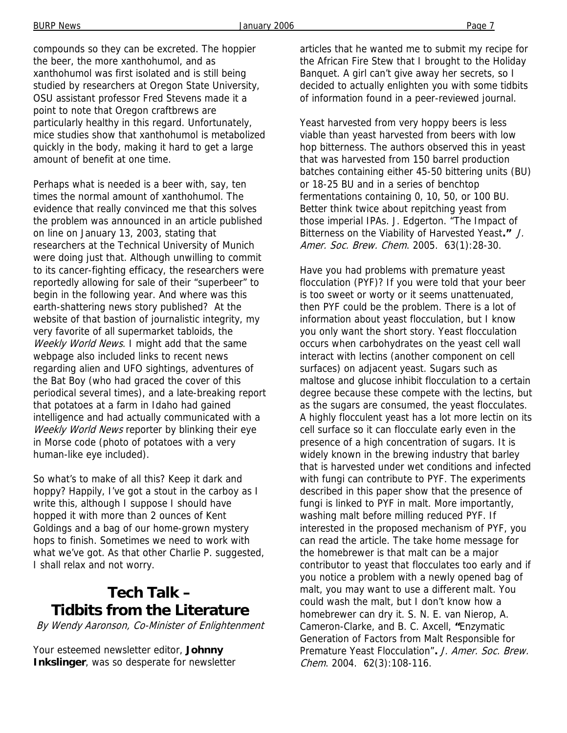compounds so they can be excreted. The hoppier the beer, the more xanthohumol, and as xanthohumol was first isolated and is still being studied by researchers at Oregon State University, OSU assistant professor Fred Stevens made it a point to note that Oregon craftbrews are particularly healthy in this regard. Unfortunately, mice studies show that xanthohumol is metabolized quickly in the body, making it hard to get a large amount of benefit at one time.

Perhaps what is needed is a beer with, say, ten times the normal amount of xanthohumol. The evidence that really convinced me that this solves the problem was announced in an article published on line on January 13, 2003, stating that researchers at the Technical University of Munich were doing just that. Although unwilling to commit to its cancer-fighting efficacy, the researchers were reportedly allowing for sale of their "superbeer" to begin in the following year. And where was this earth-shattering news story published? At the website of that bastion of journalistic integrity, my very favorite of all supermarket tabloids, the *Weekly World News*. I might add that the same webpage also included links to recent news regarding alien and UFO sightings, adventures of the Bat Boy (who had graced the cover of this periodical several times), and a late-breaking report that potatoes at a farm in Idaho had gained intelligence and had actually communicated with a *Weekly World News* reporter by blinking their eye in Morse code (photo of potatoes with a very human-like eye included).

So what's to make of all this? Keep it dark and hoppy? Happily, I've got a stout in the carboy as I write this, although I suppose I should have hopped it with more than 2 ounces of Kent Goldings and a bag of our home-grown mystery hops to finish. Sometimes we need to work with what we've got. As that other Charlie P. suggested, I shall relax and not worry.

## Tech Talk – Tidbits from the Literature

*By Wendy Aaronson, Co-Minister of Enlightenment*

Your esteemed newsletter editor, **Johnny Inkslinger**, was so desperate for newsletter articles that he wanted me to submit my recipe for the African Fire Stew that I brought to the Holiday Banquet. A girl can't give away her secrets, so I decided to actually enlighten you with some tidbits of information found in a peer-reviewed journal.

Yeast harvested from very hoppy beers is less viable than yeast harvested from beers with low hop bitterness. The authors observed this in yeast that was harvested from 150 barrel production batches containing either 45-50 bittering units (BU) or 18-25 BU and in a series of benchtop fermentations containing 0, 10, 50, or 100 BU. Better think twice about repitching yeast from those imperial IPAs. J. Edgerton. "The Impact of Bitterness on the Viability of Harvested Yeast**."** *J. Amer. Soc. Brew. Chem*. 2005. 63(1):28-30.

Have you had problems with premature yeast flocculation (PYF)? If you were told that your beer is too sweet or worty or it seems unattenuated, then PYF could be the problem. There is a lot of information about yeast flocculation, but I know you only want the short story. Yeast flocculation occurs when carbohydrates on the yeast cell wall interact with lectins (another component on cell surfaces) on adjacent yeast. Sugars such as maltose and glucose inhibit flocculation to a certain degree because these compete with the lectins, but as the sugars are consumed, the yeast flocculates. A highly flocculent yeast has a lot more lectin on its cell surface so it can flocculate early even in the presence of a high concentration of sugars. It is widely known in the brewing industry that barley that is harvested under wet conditions and infected with fungi can contribute to PYF. The experiments described in this paper show that the presence of fungi is linked to PYF in malt. More importantly, washing malt before milling reduced PYF. If interested in the proposed mechanism of PYF, you can read the article. The take home message for the homebrewer is that malt can be a major contributor to yeast that flocculates too early and if you notice a problem with a newly opened bag of malt, you may want to use a different malt. You could wash the malt, but I don't know how a homebrewer can dry it. S. N. E. van Nierop, A. Cameron-Clarke, and B. C. Axcell, **"**Enzymatic Generation of Factors from Malt Responsible for Premature Yeast Flocculation"**.** *J. Amer. Soc. Brew. Chem*. 2004. 62(3):108-116.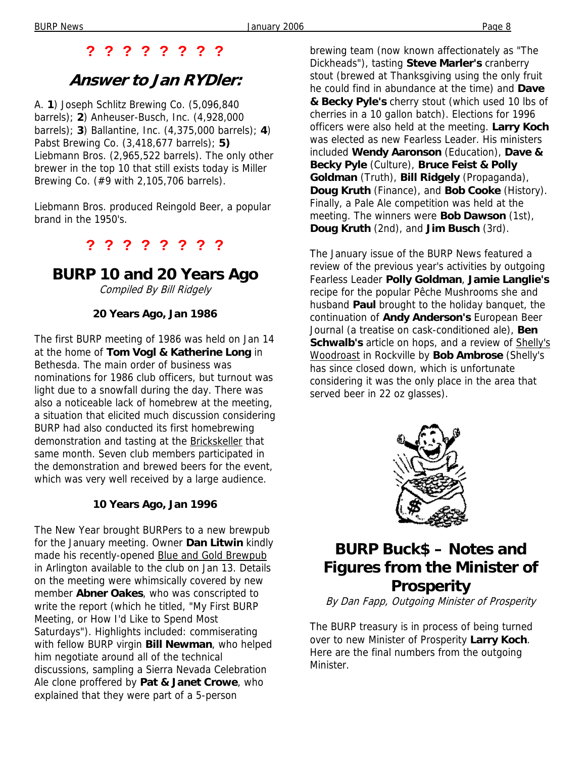**? ? ? ? ? ? ? ?**

## Answer to Jan RYDler:

A. **1**) Joseph Schlitz Brewing Co. (5,096,840 barrels); **2**) Anheuser-Busch, Inc. (4,928,000 barrels); **3**) Ballantine, Inc. (4,375,000 barrels); **4**) Pabst Brewing Co. (3,418,677 barrels); **5)** Liebmann Bros. (2,965,522 barrels). The only other brewer in the top 10 that still exists today is Miller Brewing Co. (#9 with 2,105,706 barrels).

Liebmann Bros. produced Reingold Beer, a popular brand in the 1950's.

**? ? ? ? ? ? ? ?**

## BURP 10 and 20 Years Ago

*Compiled By Bill Ridgely*

### 20 Years Ago, Jan 1986

The first BURP meeting of 1986 was held on Jan 14 at the home of **Tom Vogl & Katherine Long** in Bethesda. The main order of business was nominations for 1986 club officers, but turnout was light due to a snowfall during the day. There was also a noticeable lack of homebrew at the meeting, a situation that elicited much discussion considering BURP had also conducted its first homebrewing demonstration and tasting at the Brickskeller that same month. Seven club members participated in the demonstration and brewed beers for the event, which was very well received by a large audience.

### 10 Years Ago, Jan 1996

The New Year brought BURPers to a new brewpub for the January meeting. Owner **Dan Litwin** kindly made his recently-opened Blue and Gold Brewpub in Arlington available to the club on Jan 13. Details on the meeting were whimsically covered by new member **Abner Oakes**, who was conscripted to write the report (which he titled, "My First BURP Meeting, or How I'd Like to Spend Most Saturdays"). Highlights included: commiserating with fellow BURP virgin **Bill Newman**, who helped him negotiate around all of the technical discussions, sampling a Sierra Nevada Celebration Ale clone proffered by **Pat & Janet Crowe**, who explained that they were part of a 5-person brewing team (now known affectionately as "The Dickheads"), tasting **Steve Marler's** cranberry stout (brewed at Thanksgiving using the only fruit he could find in abundance at the time) and **Dave & Becky Pyle's** cherry stout (which used 10 lbs of cherries in a 10 gallon batch). Elections for 1996 officers were also held at the meeting. **Larry Koch** was elected as new Fearless Leader. His ministers included **Wendy Aaronson** (Education), **Dave & Becky Pyle** (Culture), **Bruce Feist & Polly Goldman** (Truth), **Bill Ridgely** (Propaganda), **Doug Kruth** (Finance), and **Bob Cooke** (History). Finally, a Pale Ale competition was held at the meeting. The winners were **Bob Dawson** (1st), **Doug Kruth** (2nd), and **Jim Busch** (3rd).

The January issue of the BURP News featured a review of the previous year's activities by outgoing Fearless Leader **Polly Goldman**, **Jamie Langlie's** recipe for the popular Pêche Mushrooms she and husband **Paul** brought to the holiday banquet, the continuation of **Andy Anderson's** European Beer Journal (a treatise on cask-conditioned ale), **Ben Schwalb's** article on hops, and a review of Shelly's Woodroast in Rockville by **Bob Ambrose** (Shelly's has since closed down, which is unfortunate considering it was the only place in the area that served beer in 22 oz glasses).

## BURP Buck$ – Notes and Figures from the Minister of Prosperity

*By Dan Fapp, Outgoing Minister of Prosperity*

The BURP treasury is in process of being turned over to new Minister of Prosperity **Larry Koch**. Here are the final numbers from the outgoing Minister.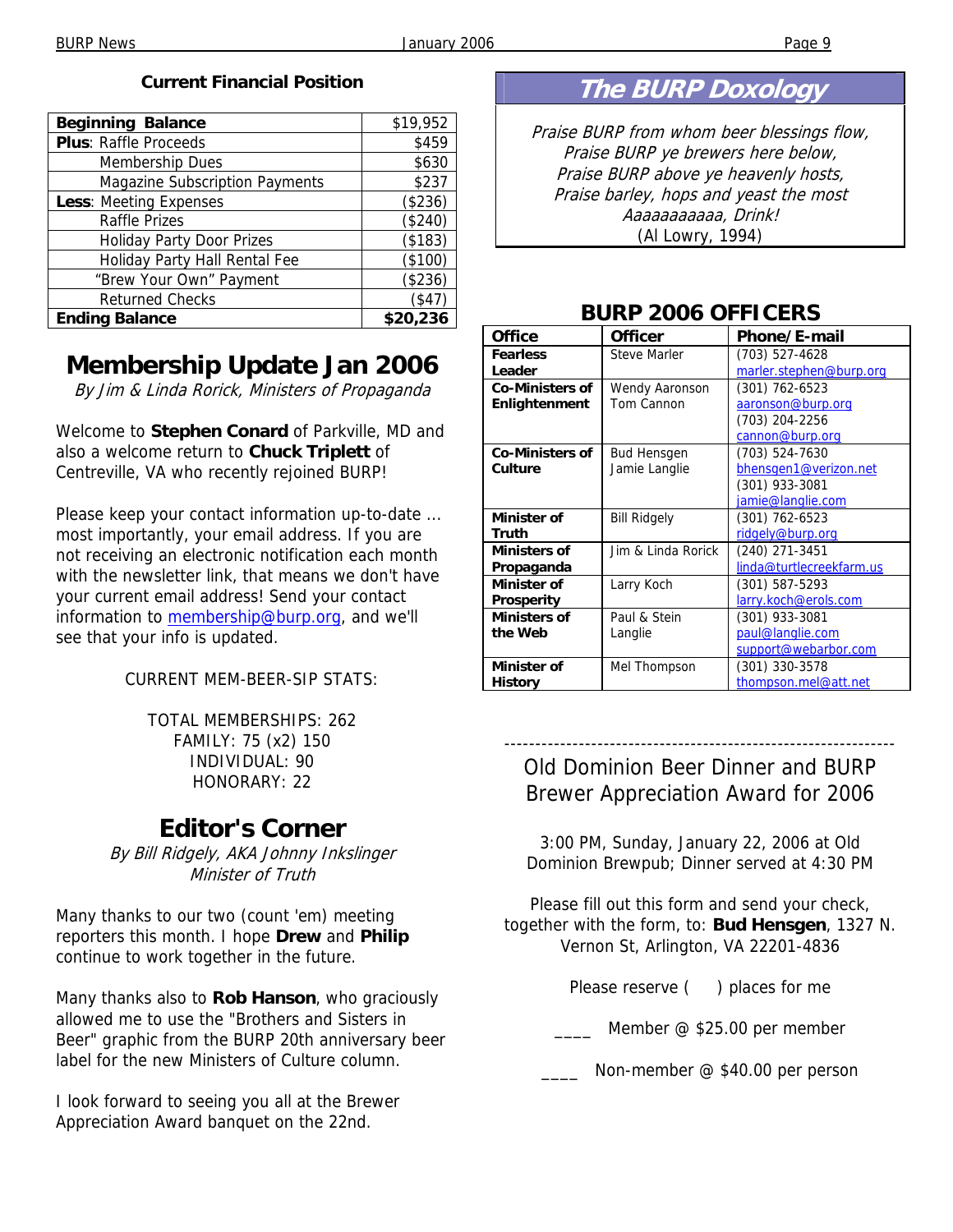### Current Financial Position

| | |
|---|---|
| **Beginning Balance** | $19,952 |
| **Plus**: Raffle Proceeds | $459 |
| Membership Dues | $630 |
| Magazine Subscription Payments | $237 |
| **Less**: Meeting Expenses | ($236) |
| Raffle Prizes | ($240) |
| Holiday Party Door Prizes | ($183) |
| Holiday Party Hall Rental Fee | ($100) |
| "Brew Your Own" Payment | ($236) |
| Returned Checks | ($47) |
| **Ending Balance** | **$20,236** |

## Membership Update Jan 2006

*By Jim & Linda Rorick, Ministers of Propaganda*

Welcome to **Stephen Conard** of Parkville, MD and also a welcome return to **Chuck Triplett** of Centreville, VA who recently rejoined BURP!

Please keep your contact information up-to-date ... most importantly, your email address. If you are not receiving an electronic notification each month with the newsletter link, that means we don't have your current email address! Send your contact information to membership@burp.org, and we'll see that your info is updated.

CURRENT MEM-BEER-SIP STATS:

TOTAL MEMBERSHIPS: 262
FAMILY: 75 (x2) 150
INDIVIDUAL: 90
HONORARY: 22

## Editor's Corner

*By Bill Ridgely, AKA Johnny Inkslinger*
*Minister of Truth*

Many thanks to our two (count 'em) meeting reporters this month. I hope **Drew** and **Philip** continue to work together in the future.

Many thanks also to **Rob Hanson**, who graciously allowed me to use the "Brothers and Sisters in Beer" graphic from the BURP 20th anniversary beer label for the new Ministers of Culture column.

I look forward to seeing you all at the Brewer Appreciation Award banquet on the 22nd.

## The BURP Doxology

*Praise BURP from whom beer blessings flow,*
*Praise BURP ye brewers here below,*
*Praise BURP above ye heavenly hosts,*
*Praise barley, hops and yeast the most*
*Aaaaaaaaaaa, Drink!*
(Al Lowry, 1994)

## BURP 2006 OFFICERS

| Office | Officer | Phone/E-mail |
|---|---|---|
| **Fearless Leader** | Steve Marler | (703) 527-4628 marler.stephen@burp.org |
| **Co-Ministers of Enlightenment** | Wendy Aaronson Tom Cannon | (301) 762-6523 aaronson@burp.org (703) 204-2256 cannon@burp.org |
| **Co-Ministers of Culture** | Bud Hensgen Jamie Langlie | (703) 524-7630 bhensgen1@verizon.net (301) 933-3081 jamie@langlie.com |
| **Minister of Truth** | Bill Ridgely | (301) 762-6523 ridgely@burp.org |
| **Ministers of Propaganda** | Jim & Linda Rorick | (240) 271-3451 linda@turtlecreekfarm.us |
| **Minister of Prosperity** | Larry Koch | (301) 587-5293 larry.koch@erols.com |
| **Ministers of the Web** | Paul & Stein Langlie | (301) 933-3081 paul@langlie.com support@webarbor.com |
| **Minister of History** | Mel Thompson | (301) 330-3578 thompson.mel@att.net |

---

Old Dominion Beer Dinner and BURP Brewer Appreciation Award for 2006

3:00 PM, Sunday, January 22, 2006 at Old Dominion Brewpub; Dinner served at 4:30 PM

Please fill out this form and send your check, together with the form, to: **Bud Hensgen**, 1327 N. Vernon St, Arlington, VA 22201-4836

Please reserve (    ) places for me

____ Member @ $25.00 per member

____ Non-member @ $40.00 per person